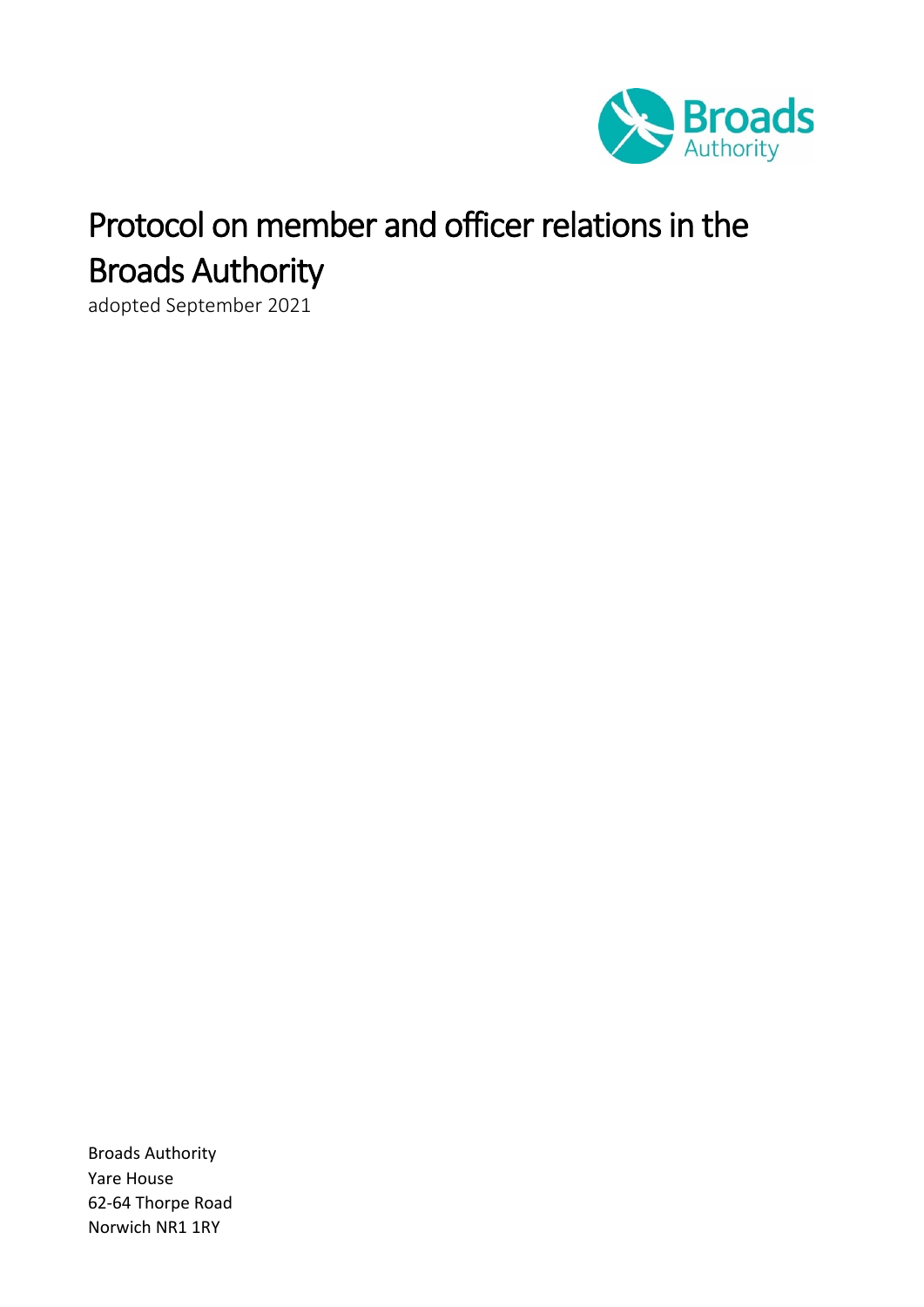# Protocol on member and officer relations in the Broads Authority

adopted September 2021

Broads Authority
Yare House
62-64 Thorpe Road
Norwich NR1 1RY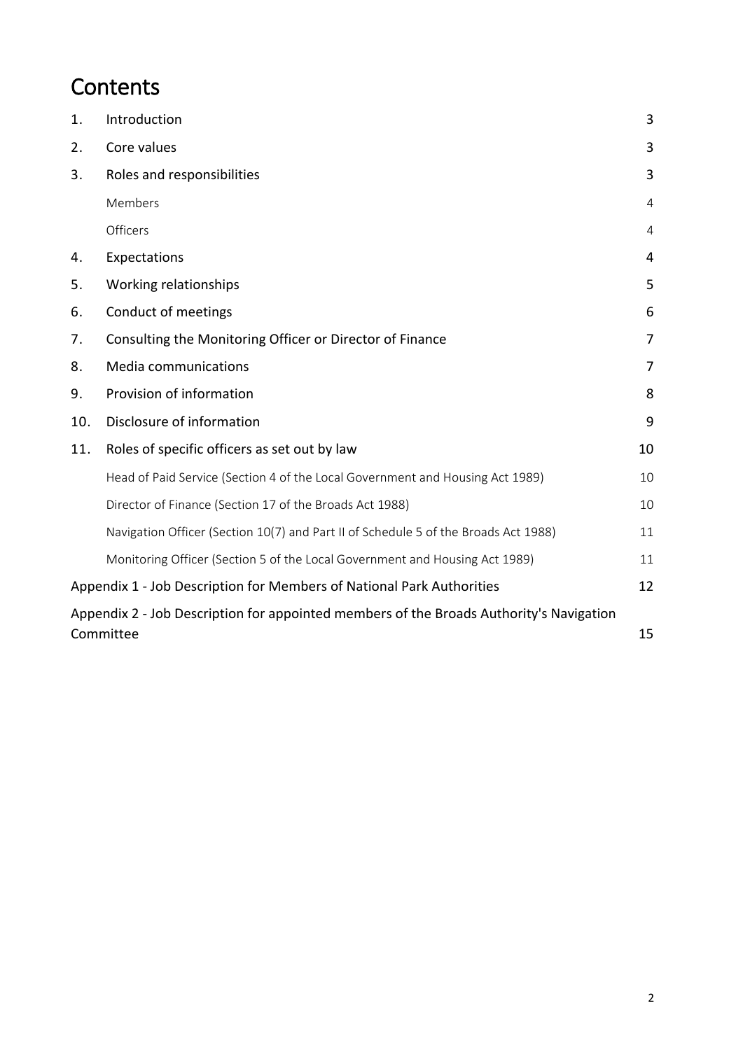# Contents

| | | |
|---|---|---|
| 1. | Introduction | 3 |
| 2. | Core values | 3 |
| 3. | Roles and responsibilities | 3 |
| | Members | 4 |
| | Officers | 4 |
| 4. | Expectations | 4 |
| 5. | Working relationships | 5 |
| 6. | Conduct of meetings | 6 |
| 7. | Consulting the Monitoring Officer or Director of Finance | 7 |
| 8. | Media communications | 7 |
| 9. | Provision of information | 8 |
| 10. | Disclosure of information | 9 |
| 11. | Roles of specific officers as set out by law | 10 |
| | Head of Paid Service (Section 4 of the Local Government and Housing Act 1989) | 10 |
| | Director of Finance (Section 17 of the Broads Act 1988) | 10 |
| | Navigation Officer (Section 10(7) and Part II of Schedule 5 of the Broads Act 1988) | 11 |
| | Monitoring Officer (Section 5 of the Local Government and Housing Act 1989) | 11 |
| Appendix 1 - Job Description for Members of National Park Authorities | | 12 |
| Appendix 2 - Job Description for appointed members of the Broads Authority's Navigation Committee | | 15 |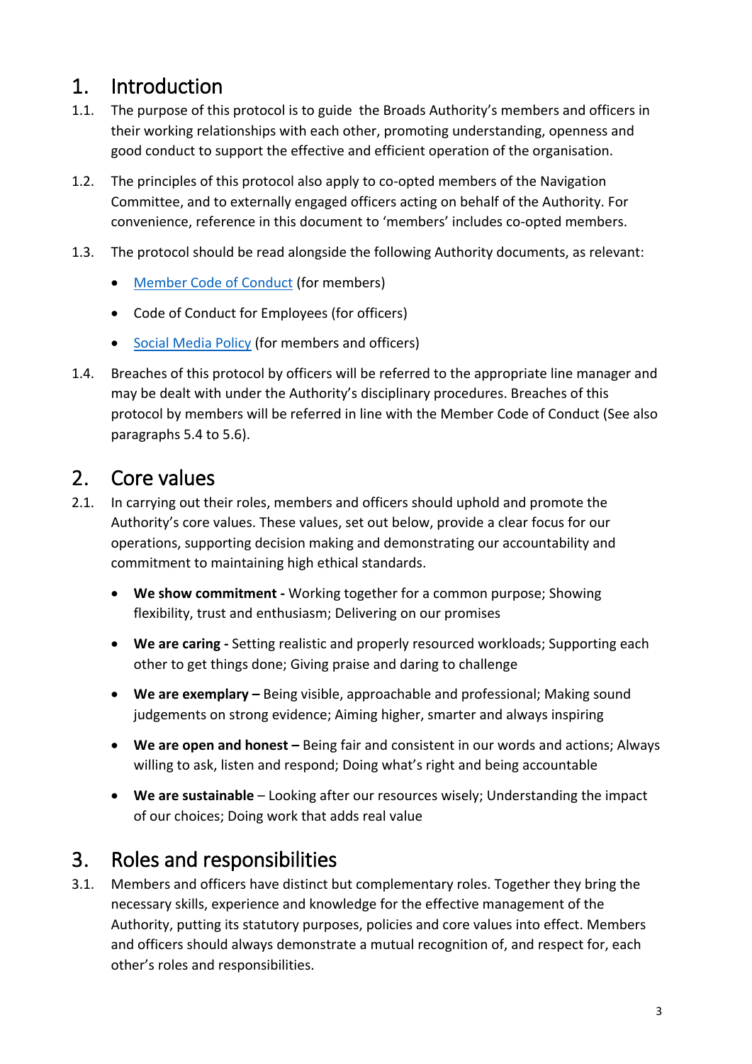# 1. Introduction

1.1. The purpose of this protocol is to guide the Broads Authority's members and officers in their working relationships with each other, promoting understanding, openness and good conduct to support the effective and efficient operation of the organisation.

1.2. The principles of this protocol also apply to co-opted members of the Navigation Committee, and to externally engaged officers acting on behalf of the Authority. For convenience, reference in this document to 'members' includes co-opted members.

1.3. The protocol should be read alongside the following Authority documents, as relevant:

- Member Code of Conduct (for members)
- Code of Conduct for Employees (for officers)
- Social Media Policy (for members and officers)

1.4. Breaches of this protocol by officers will be referred to the appropriate line manager and may be dealt with under the Authority's disciplinary procedures. Breaches of this protocol by members will be referred in line with the Member Code of Conduct (See also paragraphs 5.4 to 5.6).

# 2. Core values

2.1. In carrying out their roles, members and officers should uphold and promote the Authority's core values. These values, set out below, provide a clear focus for our operations, supporting decision making and demonstrating our accountability and commitment to maintaining high ethical standards.

- **We show commitment -** Working together for a common purpose; Showing flexibility, trust and enthusiasm; Delivering on our promises
- **We are caring -** Setting realistic and properly resourced workloads; Supporting each other to get things done; Giving praise and daring to challenge
- **We are exemplary –** Being visible, approachable and professional; Making sound judgements on strong evidence; Aiming higher, smarter and always inspiring
- **We are open and honest –** Being fair and consistent in our words and actions; Always willing to ask, listen and respond; Doing what's right and being accountable
- **We are sustainable** – Looking after our resources wisely; Understanding the impact of our choices; Doing work that adds real value

# 3. Roles and responsibilities

3.1. Members and officers have distinct but complementary roles. Together they bring the necessary skills, experience and knowledge for the effective management of the Authority, putting its statutory purposes, policies and core values into effect. Members and officers should always demonstrate a mutual recognition of, and respect for, each other's roles and responsibilities.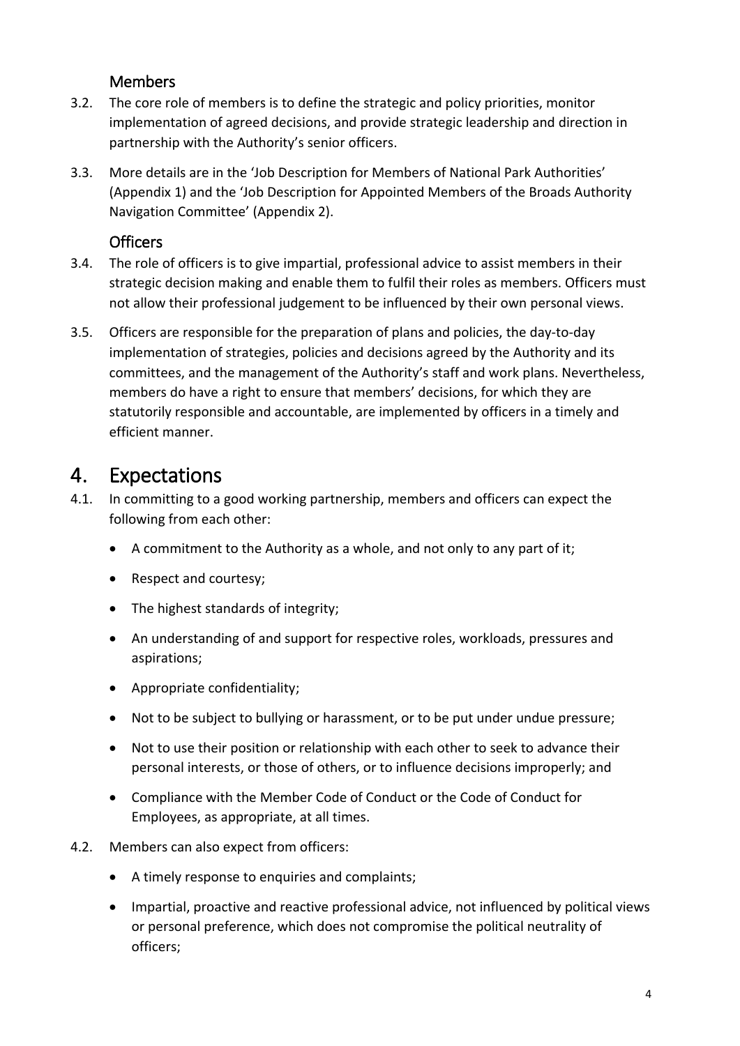### Members

3.2. The core role of members is to define the strategic and policy priorities, monitor implementation of agreed decisions, and provide strategic leadership and direction in partnership with the Authority's senior officers.

3.3. More details are in the 'Job Description for Members of National Park Authorities' (Appendix 1) and the 'Job Description for Appointed Members of the Broads Authority Navigation Committee' (Appendix 2).

### Officers

3.4. The role of officers is to give impartial, professional advice to assist members in their strategic decision making and enable them to fulfil their roles as members. Officers must not allow their professional judgement to be influenced by their own personal views.

3.5. Officers are responsible for the preparation of plans and policies, the day-to-day implementation of strategies, policies and decisions agreed by the Authority and its committees, and the management of the Authority's staff and work plans. Nevertheless, members do have a right to ensure that members' decisions, for which they are statutorily responsible and accountable, are implemented by officers in a timely and efficient manner.

## 4. Expectations

4.1. In committing to a good working partnership, members and officers can expect the following from each other:

- A commitment to the Authority as a whole, and not only to any part of it;
- Respect and courtesy;
- The highest standards of integrity;
- An understanding of and support for respective roles, workloads, pressures and aspirations;
- Appropriate confidentiality;
- Not to be subject to bullying or harassment, or to be put under undue pressure;
- Not to use their position or relationship with each other to seek to advance their personal interests, or those of others, or to influence decisions improperly; and
- Compliance with the Member Code of Conduct or the Code of Conduct for Employees, as appropriate, at all times.

4.2. Members can also expect from officers:

- A timely response to enquiries and complaints;
- Impartial, proactive and reactive professional advice, not influenced by political views or personal preference, which does not compromise the political neutrality of officers;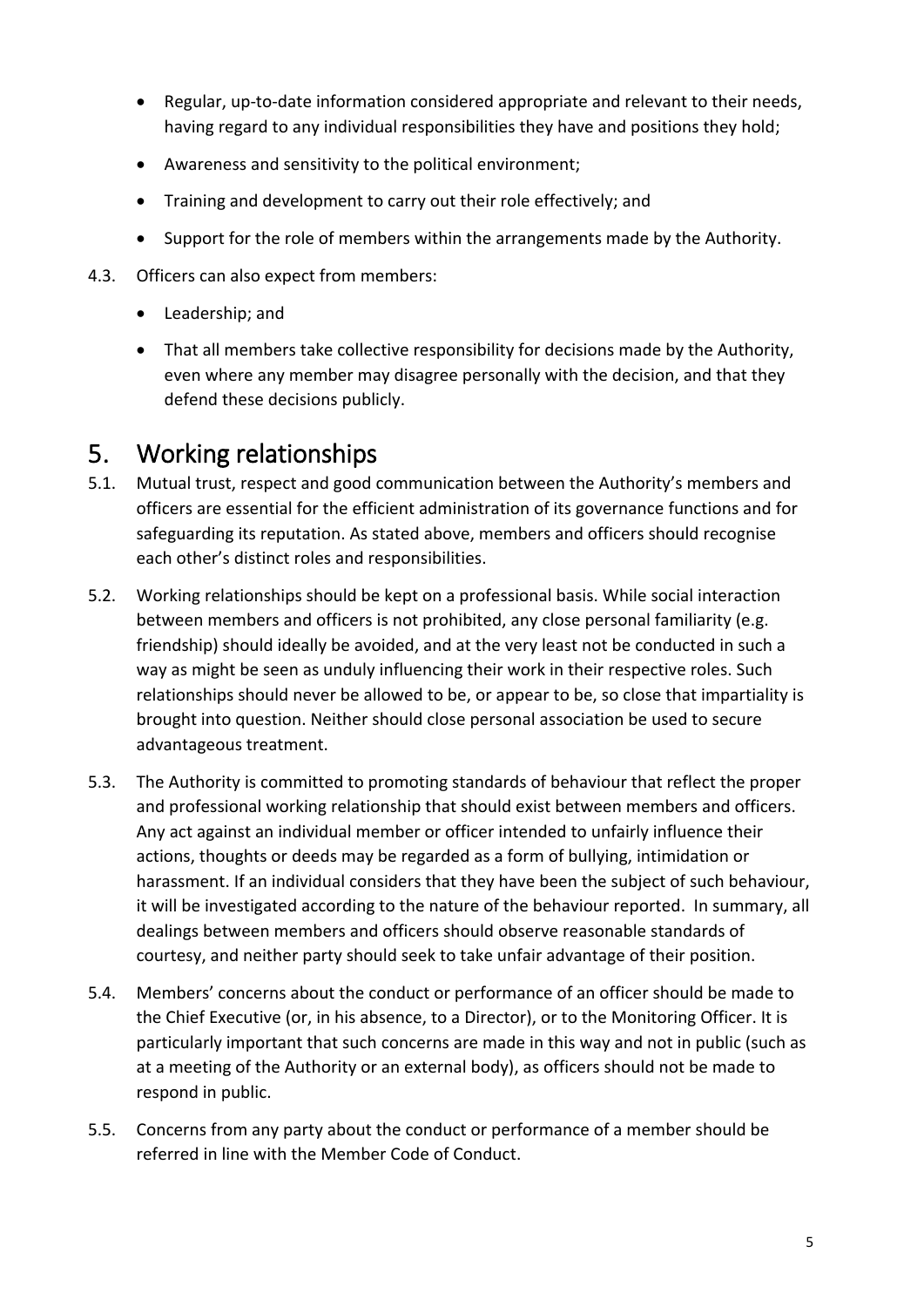- Regular, up-to-date information considered appropriate and relevant to their needs, having regard to any individual responsibilities they have and positions they hold;
- Awareness and sensitivity to the political environment;
- Training and development to carry out their role effectively; and
- Support for the role of members within the arrangements made by the Authority.

4.3. Officers can also expect from members:

- Leadership; and
- That all members take collective responsibility for decisions made by the Authority, even where any member may disagree personally with the decision, and that they defend these decisions publicly.

# 5. Working relationships

5.1. Mutual trust, respect and good communication between the Authority's members and officers are essential for the efficient administration of its governance functions and for safeguarding its reputation. As stated above, members and officers should recognise each other's distinct roles and responsibilities.

5.2. Working relationships should be kept on a professional basis. While social interaction between members and officers is not prohibited, any close personal familiarity (e.g. friendship) should ideally be avoided, and at the very least not be conducted in such a way as might be seen as unduly influencing their work in their respective roles. Such relationships should never be allowed to be, or appear to be, so close that impartiality is brought into question. Neither should close personal association be used to secure advantageous treatment.

5.3. The Authority is committed to promoting standards of behaviour that reflect the proper and professional working relationship that should exist between members and officers. Any act against an individual member or officer intended to unfairly influence their actions, thoughts or deeds may be regarded as a form of bullying, intimidation or harassment. If an individual considers that they have been the subject of such behaviour, it will be investigated according to the nature of the behaviour reported. In summary, all dealings between members and officers should observe reasonable standards of courtesy, and neither party should seek to take unfair advantage of their position.

5.4. Members' concerns about the conduct or performance of an officer should be made to the Chief Executive (or, in his absence, to a Director), or to the Monitoring Officer. It is particularly important that such concerns are made in this way and not in public (such as at a meeting of the Authority or an external body), as officers should not be made to respond in public.

5.5. Concerns from any party about the conduct or performance of a member should be referred in line with the Member Code of Conduct.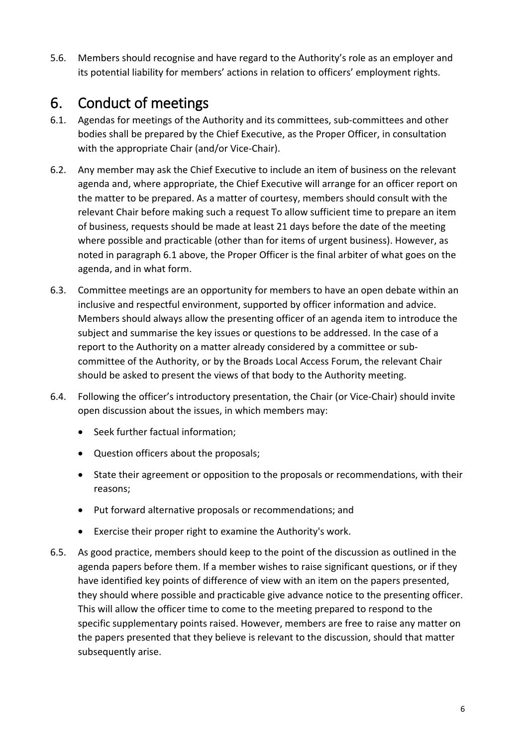5.6. Members should recognise and have regard to the Authority's role as an employer and its potential liability for members' actions in relation to officers' employment rights.

# 6. Conduct of meetings

6.1. Agendas for meetings of the Authority and its committees, sub-committees and other bodies shall be prepared by the Chief Executive, as the Proper Officer, in consultation with the appropriate Chair (and/or Vice-Chair).

6.2. Any member may ask the Chief Executive to include an item of business on the relevant agenda and, where appropriate, the Chief Executive will arrange for an officer report on the matter to be prepared. As a matter of courtesy, members should consult with the relevant Chair before making such a request To allow sufficient time to prepare an item of business, requests should be made at least 21 days before the date of the meeting where possible and practicable (other than for items of urgent business). However, as noted in paragraph 6.1 above, the Proper Officer is the final arbiter of what goes on the agenda, and in what form.

6.3. Committee meetings are an opportunity for members to have an open debate within an inclusive and respectful environment, supported by officer information and advice. Members should always allow the presenting officer of an agenda item to introduce the subject and summarise the key issues or questions to be addressed. In the case of a report to the Authority on a matter already considered by a committee or sub-committee of the Authority, or by the Broads Local Access Forum, the relevant Chair should be asked to present the views of that body to the Authority meeting.

6.4. Following the officer's introductory presentation, the Chair (or Vice-Chair) should invite open discussion about the issues, in which members may:

- Seek further factual information;
- Question officers about the proposals;
- State their agreement or opposition to the proposals or recommendations, with their reasons;
- Put forward alternative proposals or recommendations; and
- Exercise their proper right to examine the Authority's work.

6.5. As good practice, members should keep to the point of the discussion as outlined in the agenda papers before them. If a member wishes to raise significant questions, or if they have identified key points of difference of view with an item on the papers presented, they should where possible and practicable give advance notice to the presenting officer. This will allow the officer time to come to the meeting prepared to respond to the specific supplementary points raised. However, members are free to raise any matter on the papers presented that they believe is relevant to the discussion, should that matter subsequently arise.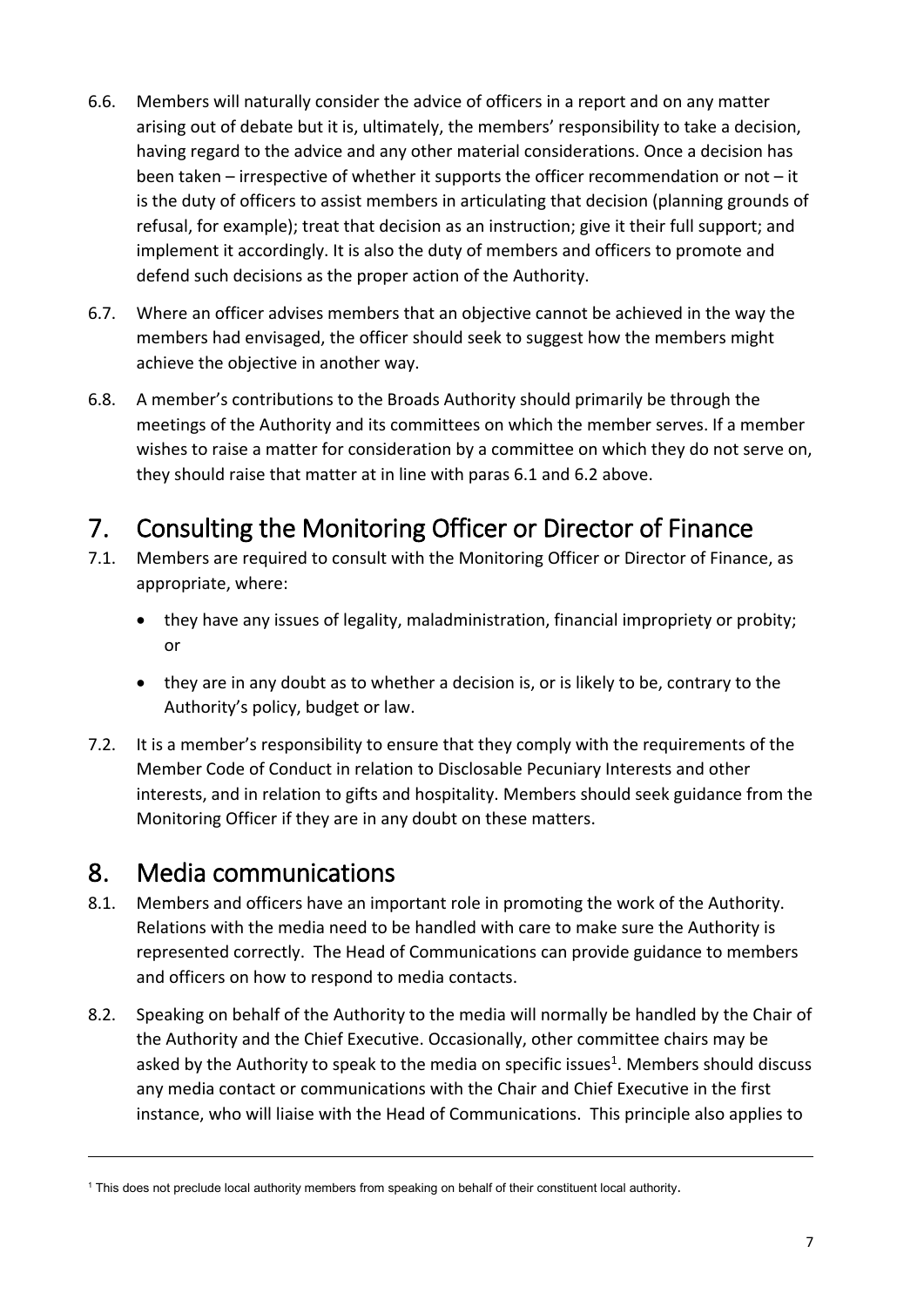6.6. Members will naturally consider the advice of officers in a report and on any matter arising out of debate but it is, ultimately, the members' responsibility to take a decision, having regard to the advice and any other material considerations. Once a decision has been taken – irrespective of whether it supports the officer recommendation or not – it is the duty of officers to assist members in articulating that decision (planning grounds of refusal, for example); treat that decision as an instruction; give it their full support; and implement it accordingly. It is also the duty of members and officers to promote and defend such decisions as the proper action of the Authority.

6.7. Where an officer advises members that an objective cannot be achieved in the way the members had envisaged, the officer should seek to suggest how the members might achieve the objective in another way.

6.8. A member's contributions to the Broads Authority should primarily be through the meetings of the Authority and its committees on which the member serves. If a member wishes to raise a matter for consideration by a committee on which they do not serve on, they should raise that matter at in line with paras 6.1 and 6.2 above.

# 7. Consulting the Monitoring Officer or Director of Finance

7.1. Members are required to consult with the Monitoring Officer or Director of Finance, as appropriate, where:

- they have any issues of legality, maladministration, financial impropriety or probity; or
- they are in any doubt as to whether a decision is, or is likely to be, contrary to the Authority's policy, budget or law.

7.2. It is a member's responsibility to ensure that they comply with the requirements of the Member Code of Conduct in relation to Disclosable Pecuniary Interests and other interests, and in relation to gifts and hospitality. Members should seek guidance from the Monitoring Officer if they are in any doubt on these matters.

# 8. Media communications

8.1. Members and officers have an important role in promoting the work of the Authority. Relations with the media need to be handled with care to make sure the Authority is represented correctly. The Head of Communications can provide guidance to members and officers on how to respond to media contacts.

8.2. Speaking on behalf of the Authority to the media will normally be handled by the Chair of the Authority and the Chief Executive. Occasionally, other committee chairs may be asked by the Authority to speak to the media on specific issues[1]. Members should discuss any media contact or communications with the Chair and Chief Executive in the first instance, who will liaise with the Head of Communications. This principle also applies to

---

[1] This does not preclude local authority members from speaking on behalf of their constituent local authority.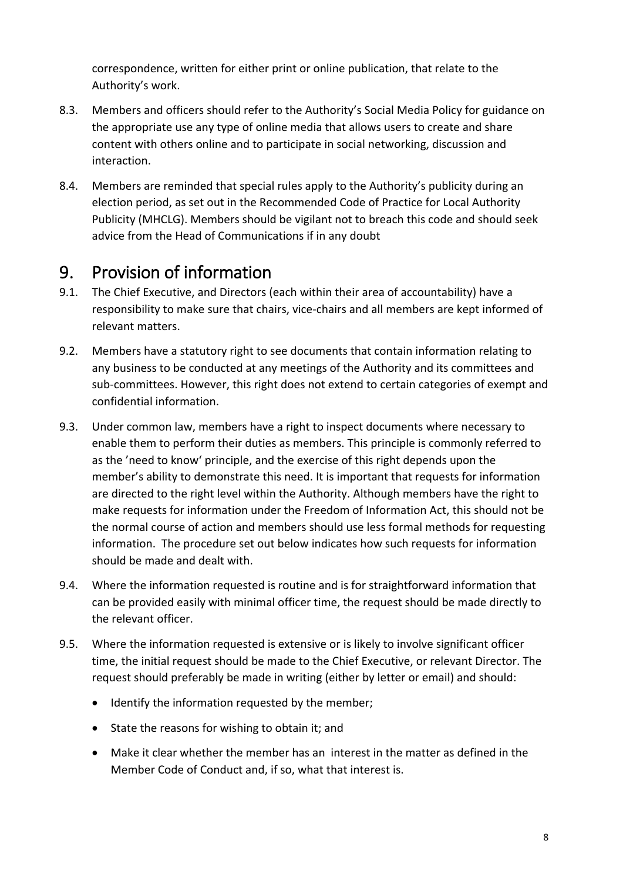correspondence, written for either print or online publication, that relate to the Authority's work.

8.3. Members and officers should refer to the Authority's Social Media Policy for guidance on the appropriate use any type of online media that allows users to create and share content with others online and to participate in social networking, discussion and interaction.

8.4. Members are reminded that special rules apply to the Authority's publicity during an election period, as set out in the Recommended Code of Practice for Local Authority Publicity (MHCLG). Members should be vigilant not to breach this code and should seek advice from the Head of Communications if in any doubt

# 9. Provision of information

9.1. The Chief Executive, and Directors (each within their area of accountability) have a responsibility to make sure that chairs, vice-chairs and all members are kept informed of relevant matters.

9.2. Members have a statutory right to see documents that contain information relating to any business to be conducted at any meetings of the Authority and its committees and sub-committees. However, this right does not extend to certain categories of exempt and confidential information.

9.3. Under common law, members have a right to inspect documents where necessary to enable them to perform their duties as members. This principle is commonly referred to as the 'need to know' principle, and the exercise of this right depends upon the member's ability to demonstrate this need. It is important that requests for information are directed to the right level within the Authority. Although members have the right to make requests for information under the Freedom of Information Act, this should not be the normal course of action and members should use less formal methods for requesting information. The procedure set out below indicates how such requests for information should be made and dealt with.

9.4. Where the information requested is routine and is for straightforward information that can be provided easily with minimal officer time, the request should be made directly to the relevant officer.

9.5. Where the information requested is extensive or is likely to involve significant officer time, the initial request should be made to the Chief Executive, or relevant Director. The request should preferably be made in writing (either by letter or email) and should:

- Identify the information requested by the member;
- State the reasons for wishing to obtain it; and
- Make it clear whether the member has an interest in the matter as defined in the Member Code of Conduct and, if so, what that interest is.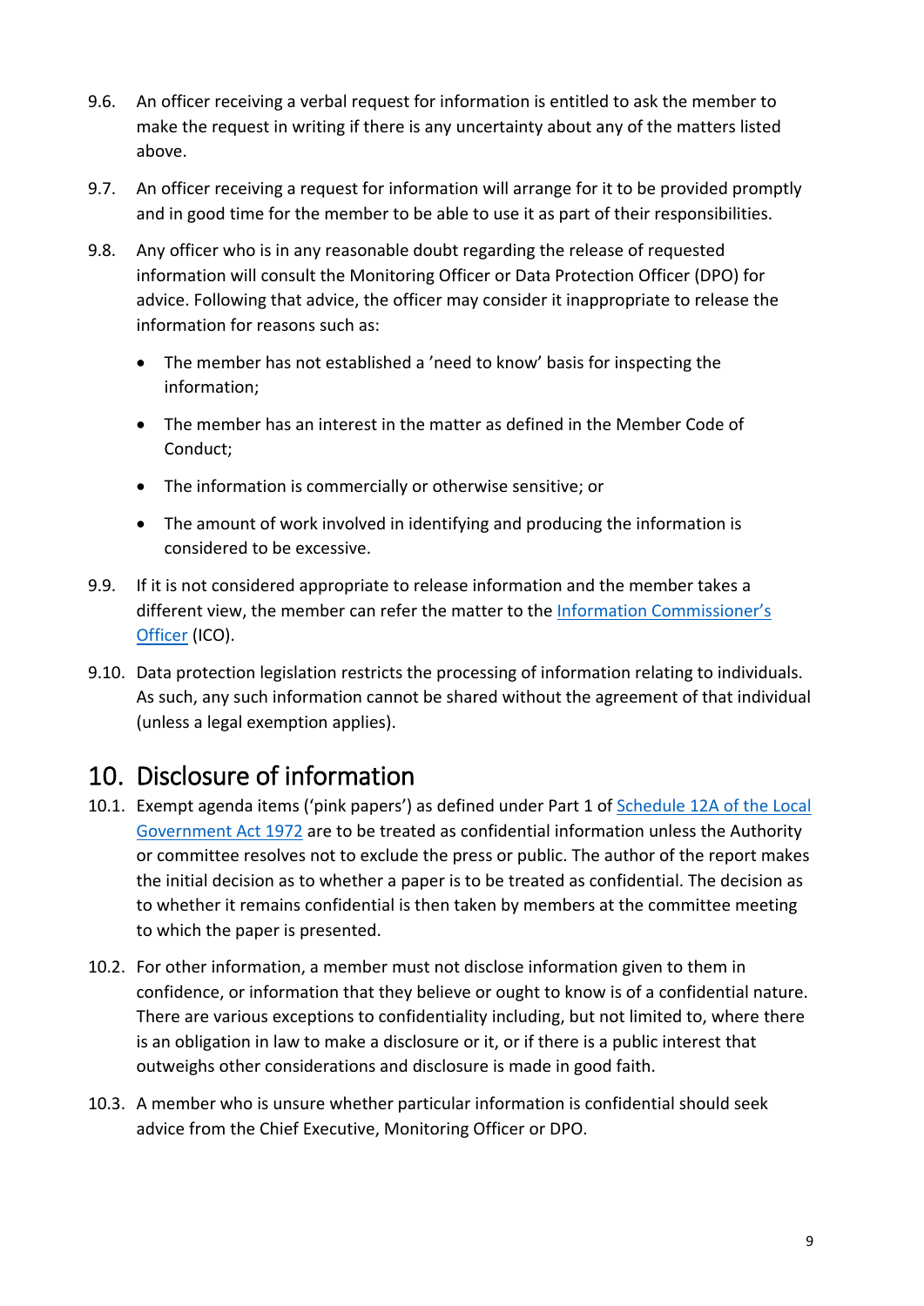9.6. An officer receiving a verbal request for information is entitled to ask the member to make the request in writing if there is any uncertainty about any of the matters listed above.

9.7. An officer receiving a request for information will arrange for it to be provided promptly and in good time for the member to be able to use it as part of their responsibilities.

9.8. Any officer who is in any reasonable doubt regarding the release of requested information will consult the Monitoring Officer or Data Protection Officer (DPO) for advice. Following that advice, the officer may consider it inappropriate to release the information for reasons such as:

- The member has not established a 'need to know' basis for inspecting the information;
- The member has an interest in the matter as defined in the Member Code of Conduct;
- The information is commercially or otherwise sensitive; or
- The amount of work involved in identifying and producing the information is considered to be excessive.

9.9. If it is not considered appropriate to release information and the member takes a different view, the member can refer the matter to the [Information Commissioner's Officer](#) (ICO).

9.10. Data protection legislation restricts the processing of information relating to individuals. As such, any such information cannot be shared without the agreement of that individual (unless a legal exemption applies).

## 10. Disclosure of information

10.1. Exempt agenda items ('pink papers') as defined under Part 1 of [Schedule 12A of the Local Government Act 1972](#) are to be treated as confidential information unless the Authority or committee resolves not to exclude the press or public. The author of the report makes the initial decision as to whether a paper is to be treated as confidential. The decision as to whether it remains confidential is then taken by members at the committee meeting to which the paper is presented.

10.2. For other information, a member must not disclose information given to them in confidence, or information that they believe or ought to know is of a confidential nature. There are various exceptions to confidentiality including, but not limited to, where there is an obligation in law to make a disclosure or it, or if there is a public interest that outweighs other considerations and disclosure is made in good faith.

10.3. A member who is unsure whether particular information is confidential should seek advice from the Chief Executive, Monitoring Officer or DPO.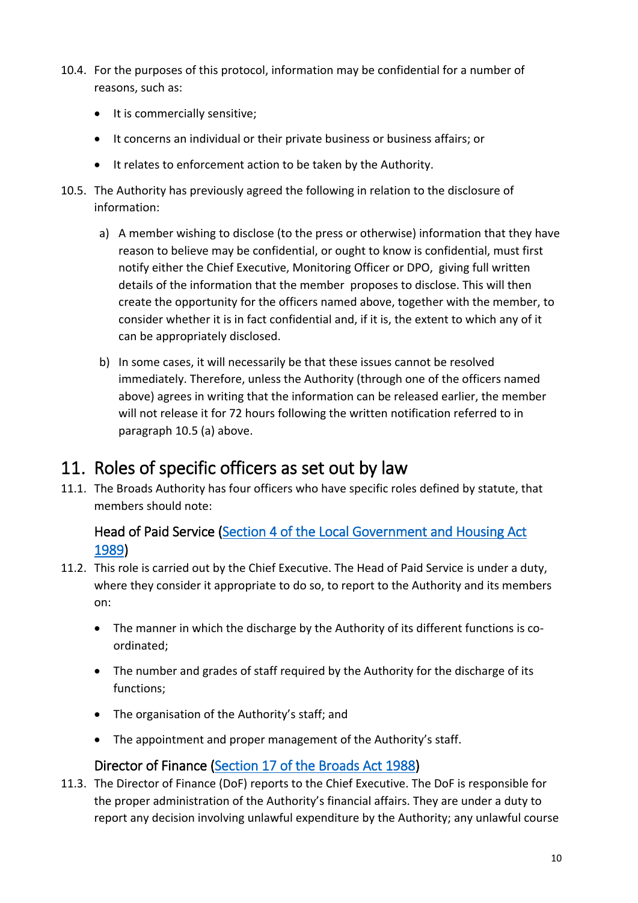10.4. For the purposes of this protocol, information may be confidential for a number of reasons, such as:

- It is commercially sensitive;
- It concerns an individual or their private business or business affairs; or
- It relates to enforcement action to be taken by the Authority.

10.5. The Authority has previously agreed the following in relation to the disclosure of information:

a) A member wishing to disclose (to the press or otherwise) information that they have reason to believe may be confidential, or ought to know is confidential, must first notify either the Chief Executive, Monitoring Officer or DPO, giving full written details of the information that the member proposes to disclose. This will then create the opportunity for the officers named above, together with the member, to consider whether it is in fact confidential and, if it is, the extent to which any of it can be appropriately disclosed.

b) In some cases, it will necessarily be that these issues cannot be resolved immediately. Therefore, unless the Authority (through one of the officers named above) agrees in writing that the information can be released earlier, the member will not release it for 72 hours following the written notification referred to in paragraph 10.5 (a) above.

# 11. Roles of specific officers as set out by law

11.1. The Broads Authority has four officers who have specific roles defined by statute, that members should note:

### Head of Paid Service (Section 4 of the Local Government and Housing Act 1989)

11.2. This role is carried out by the Chief Executive. The Head of Paid Service is under a duty, where they consider it appropriate to do so, to report to the Authority and its members on:

- The manner in which the discharge by the Authority of its different functions is co-ordinated;
- The number and grades of staff required by the Authority for the discharge of its functions;
- The organisation of the Authority's staff; and
- The appointment and proper management of the Authority's staff.

### Director of Finance (Section 17 of the Broads Act 1988)

11.3. The Director of Finance (DoF) reports to the Chief Executive. The DoF is responsible for the proper administration of the Authority's financial affairs. They are under a duty to report any decision involving unlawful expenditure by the Authority; any unlawful course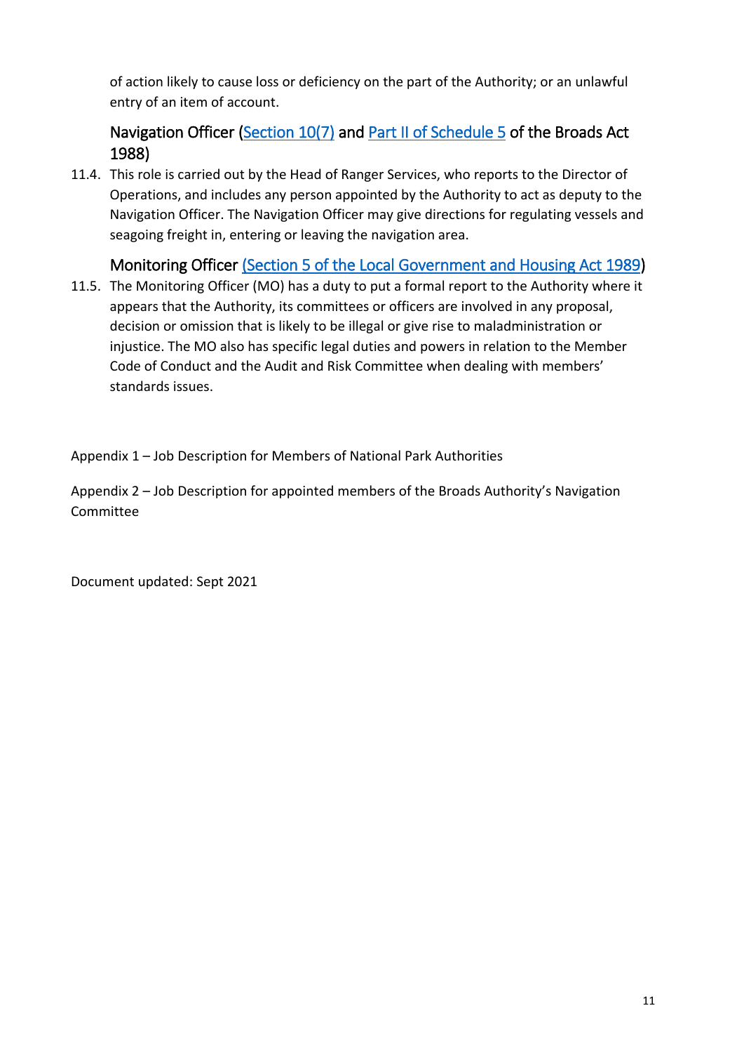of action likely to cause loss or deficiency on the part of the Authority; or an unlawful entry of an item of account.

### Navigation Officer (Section 10(7) and Part II of Schedule 5 of the Broads Act 1988)

11.4. This role is carried out by the Head of Ranger Services, who reports to the Director of Operations, and includes any person appointed by the Authority to act as deputy to the Navigation Officer. The Navigation Officer may give directions for regulating vessels and seagoing freight in, entering or leaving the navigation area.

### Monitoring Officer (Section 5 of the Local Government and Housing Act 1989)

11.5. The Monitoring Officer (MO) has a duty to put a formal report to the Authority where it appears that the Authority, its committees or officers are involved in any proposal, decision or omission that is likely to be illegal or give rise to maladministration or injustice. The MO also has specific legal duties and powers in relation to the Member Code of Conduct and the Audit and Risk Committee when dealing with members' standards issues.

Appendix 1 – Job Description for Members of National Park Authorities

Appendix 2 – Job Description for appointed members of the Broads Authority's Navigation Committee

Document updated: Sept 2021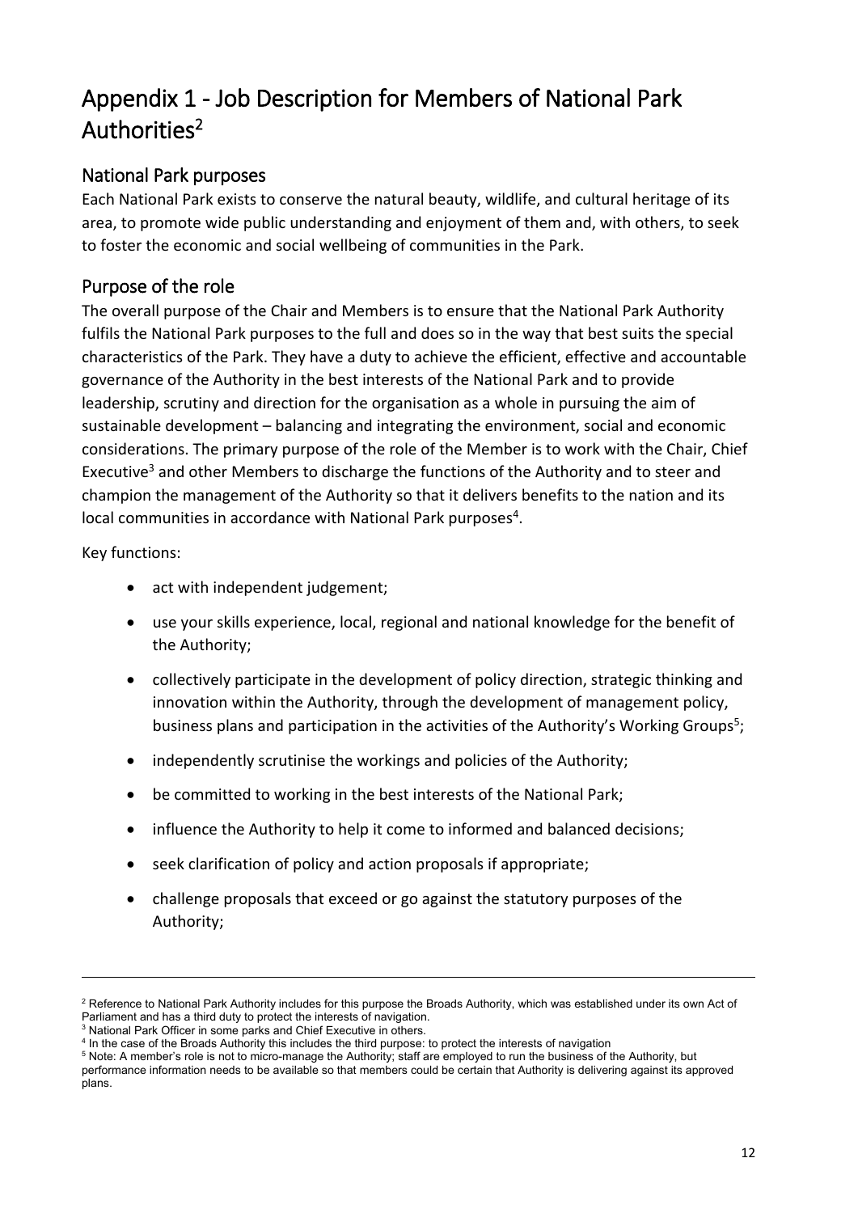# Appendix 1 - Job Description for Members of National Park Authorities[2]

## National Park purposes

Each National Park exists to conserve the natural beauty, wildlife, and cultural heritage of its area, to promote wide public understanding and enjoyment of them and, with others, to seek to foster the economic and social wellbeing of communities in the Park.

## Purpose of the role

The overall purpose of the Chair and Members is to ensure that the National Park Authority fulfils the National Park purposes to the full and does so in the way that best suits the special characteristics of the Park. They have a duty to achieve the efficient, effective and accountable governance of the Authority in the best interests of the National Park and to provide leadership, scrutiny and direction for the organisation as a whole in pursuing the aim of sustainable development – balancing and integrating the environment, social and economic considerations. The primary purpose of the role of the Member is to work with the Chair, Chief Executive[3] and other Members to discharge the functions of the Authority and to steer and champion the management of the Authority so that it delivers benefits to the nation and its local communities in accordance with National Park purposes[4].

Key functions:

- act with independent judgement;
- use your skills experience, local, regional and national knowledge for the benefit of the Authority;
- collectively participate in the development of policy direction, strategic thinking and innovation within the Authority, through the development of management policy, business plans and participation in the activities of the Authority's Working Groups[5];
- independently scrutinise the workings and policies of the Authority;
- be committed to working in the best interests of the National Park;
- influence the Authority to help it come to informed and balanced decisions;
- seek clarification of policy and action proposals if appropriate;
- challenge proposals that exceed or go against the statutory purposes of the Authority;

---

[2] Reference to National Park Authority includes for this purpose the Broads Authority, which was established under its own Act of Parliament and has a third duty to protect the interests of navigation.

[3] National Park Officer in some parks and Chief Executive in others.

[4] In the case of the Broads Authority this includes the third purpose: to protect the interests of navigation

[5] Note: A member's role is not to micro-manage the Authority; staff are employed to run the business of the Authority, but performance information needs to be available so that members could be certain that Authority is delivering against its approved plans.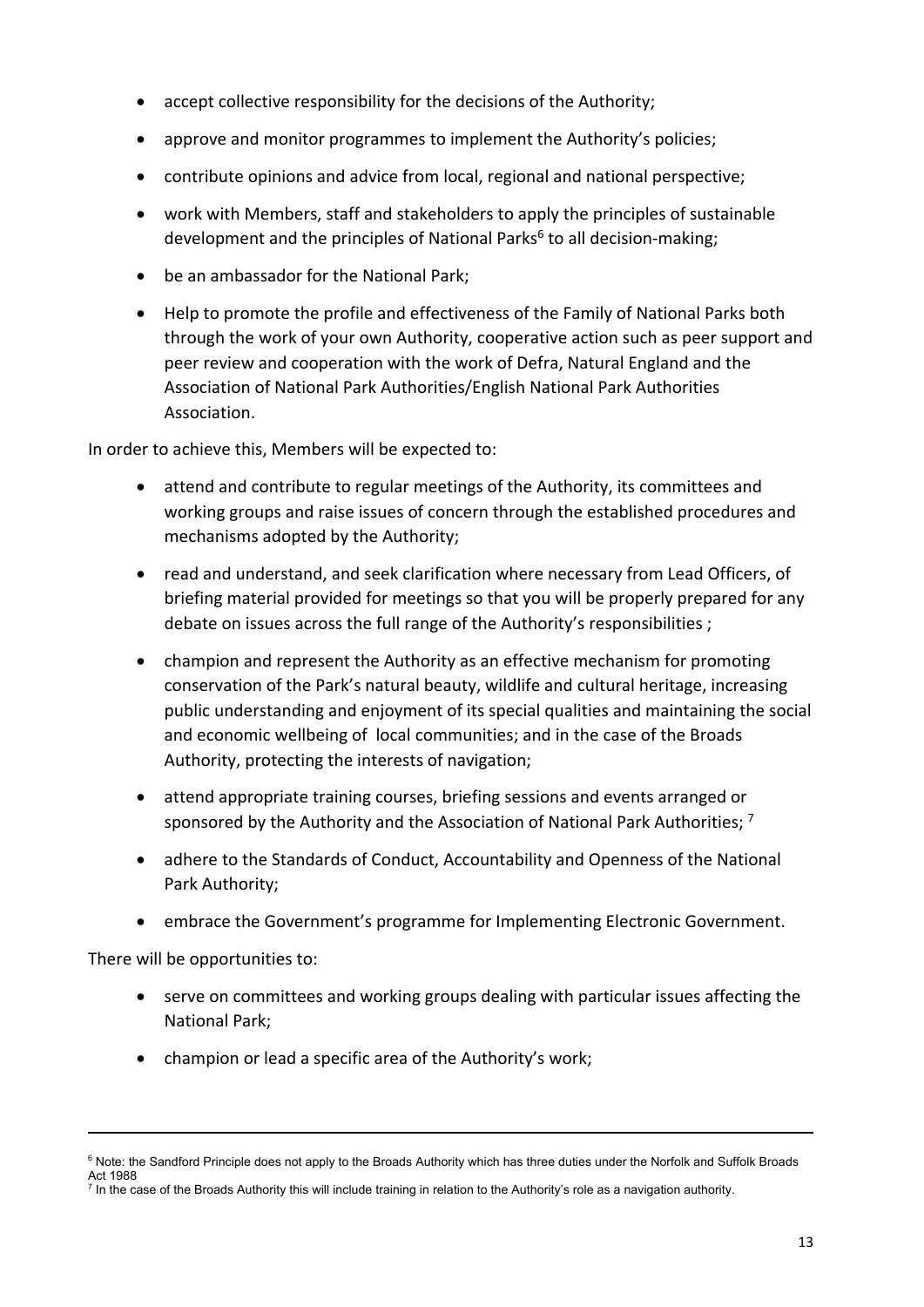- accept collective responsibility for the decisions of the Authority;
- approve and monitor programmes to implement the Authority's policies;
- contribute opinions and advice from local, regional and national perspective;
- work with Members, staff and stakeholders to apply the principles of sustainable development and the principles of National Parks[6] to all decision-making;
- be an ambassador for the National Park;
- Help to promote the profile and effectiveness of the Family of National Parks both through the work of your own Authority, cooperative action such as peer support and peer review and cooperation with the work of Defra, Natural England and the Association of National Park Authorities/English National Park Authorities Association.

In order to achieve this, Members will be expected to:

- attend and contribute to regular meetings of the Authority, its committees and working groups and raise issues of concern through the established procedures and mechanisms adopted by the Authority;
- read and understand, and seek clarification where necessary from Lead Officers, of briefing material provided for meetings so that you will be properly prepared for any debate on issues across the full range of the Authority's responsibilities ;
- champion and represent the Authority as an effective mechanism for promoting conservation of the Park's natural beauty, wildlife and cultural heritage, increasing public understanding and enjoyment of its special qualities and maintaining the social and economic wellbeing of local communities; and in the case of the Broads Authority, protecting the interests of navigation;
- attend appropriate training courses, briefing sessions and events arranged or sponsored by the Authority and the Association of National Park Authorities; [7]
- adhere to the Standards of Conduct, Accountability and Openness of the National Park Authority;
- embrace the Government's programme for Implementing Electronic Government.

There will be opportunities to:

- serve on committees and working groups dealing with particular issues affecting the National Park;
- champion or lead a specific area of the Authority's work;

---

[6] Note: the Sandford Principle does not apply to the Broads Authority which has three duties under the Norfolk and Suffolk Broads Act 1988

[7] In the case of the Broads Authority this will include training in relation to the Authority's role as a navigation authority.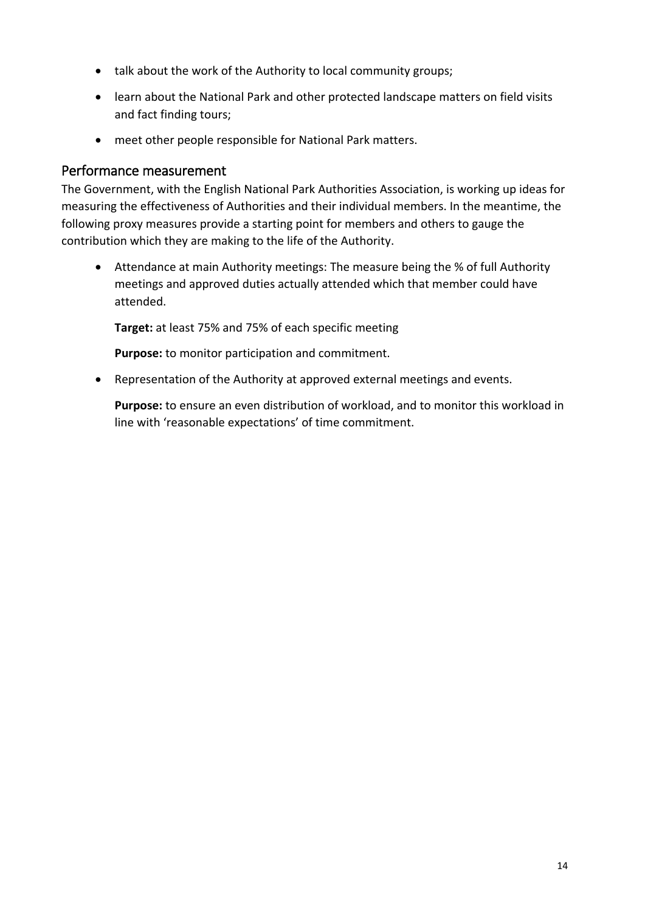- talk about the work of the Authority to local community groups;
- learn about the National Park and other protected landscape matters on field visits and fact finding tours;
- meet other people responsible for National Park matters.

## Performance measurement

The Government, with the English National Park Authorities Association, is working up ideas for measuring the effectiveness of Authorities and their individual members. In the meantime, the following proxy measures provide a starting point for members and others to gauge the contribution which they are making to the life of the Authority.

- Attendance at main Authority meetings: The measure being the % of full Authority meetings and approved duties actually attended which that member could have attended.

  **Target:** at least 75% and 75% of each specific meeting

  **Purpose:** to monitor participation and commitment.

- Representation of the Authority at approved external meetings and events.

  **Purpose:** to ensure an even distribution of workload, and to monitor this workload in line with 'reasonable expectations' of time commitment.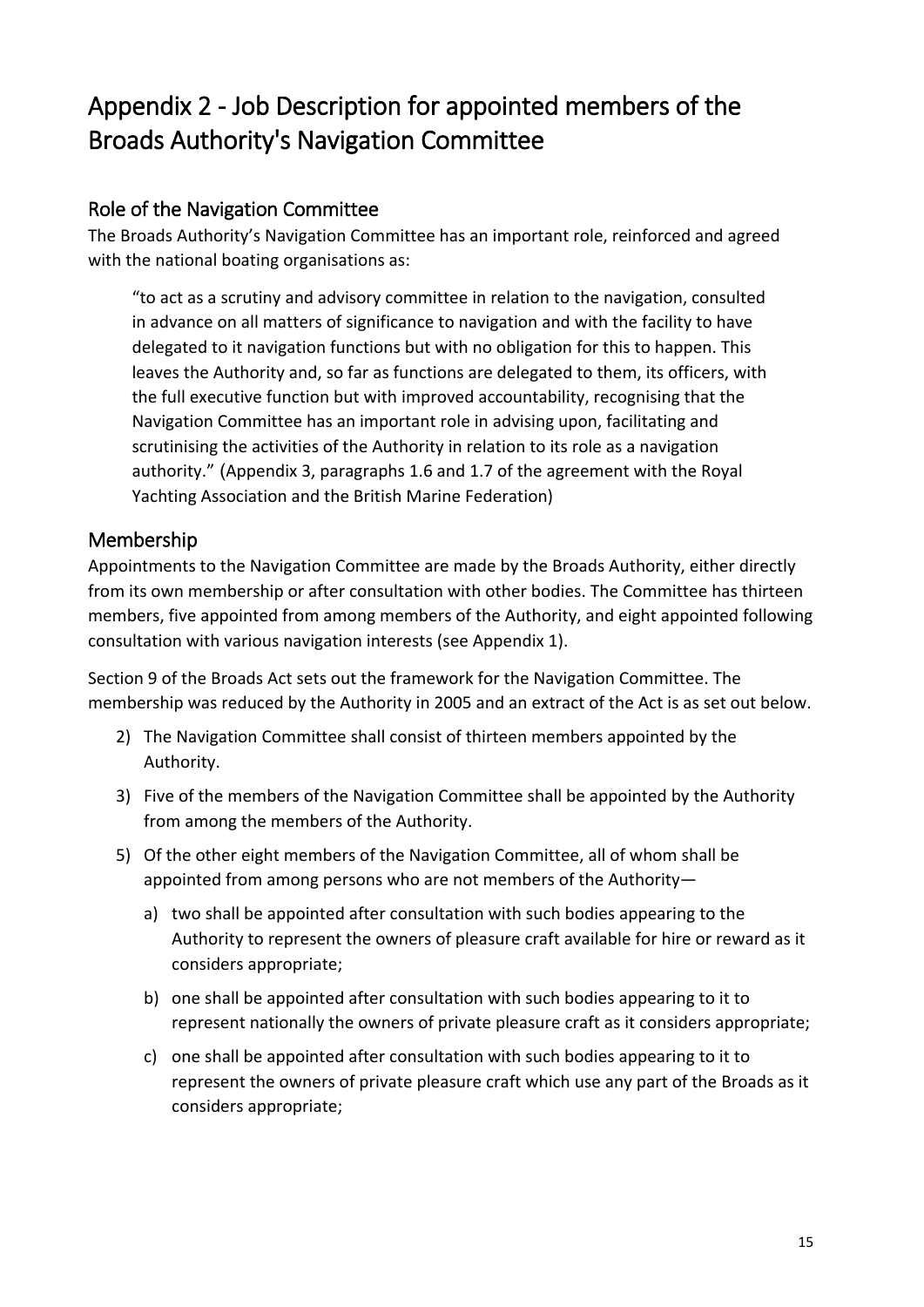# Appendix 2 - Job Description for appointed members of the Broads Authority's Navigation Committee

## Role of the Navigation Committee

The Broads Authority's Navigation Committee has an important role, reinforced and agreed with the national boating organisations as:

> "to act as a scrutiny and advisory committee in relation to the navigation, consulted in advance on all matters of significance to navigation and with the facility to have delegated to it navigation functions but with no obligation for this to happen. This leaves the Authority and, so far as functions are delegated to them, its officers, with the full executive function but with improved accountability, recognising that the Navigation Committee has an important role in advising upon, facilitating and scrutinising the activities of the Authority in relation to its role as a navigation authority." (Appendix 3, paragraphs 1.6 and 1.7 of the agreement with the Royal Yachting Association and the British Marine Federation)

## Membership

Appointments to the Navigation Committee are made by the Broads Authority, either directly from its own membership or after consultation with other bodies. The Committee has thirteen members, five appointed from among members of the Authority, and eight appointed following consultation with various navigation interests (see Appendix 1).

Section 9 of the Broads Act sets out the framework for the Navigation Committee. The membership was reduced by the Authority in 2005 and an extract of the Act is as set out below.

2) The Navigation Committee shall consist of thirteen members appointed by the Authority.

3) Five of the members of the Navigation Committee shall be appointed by the Authority from among the members of the Authority.

5) Of the other eight members of the Navigation Committee, all of whom shall be appointed from among persons who are not members of the Authority—

   a) two shall be appointed after consultation with such bodies appearing to the Authority to represent the owners of pleasure craft available for hire or reward as it considers appropriate;

   b) one shall be appointed after consultation with such bodies appearing to it to represent nationally the owners of private pleasure craft as it considers appropriate;

   c) one shall be appointed after consultation with such bodies appearing to it to represent the owners of private pleasure craft which use any part of the Broads as it considers appropriate;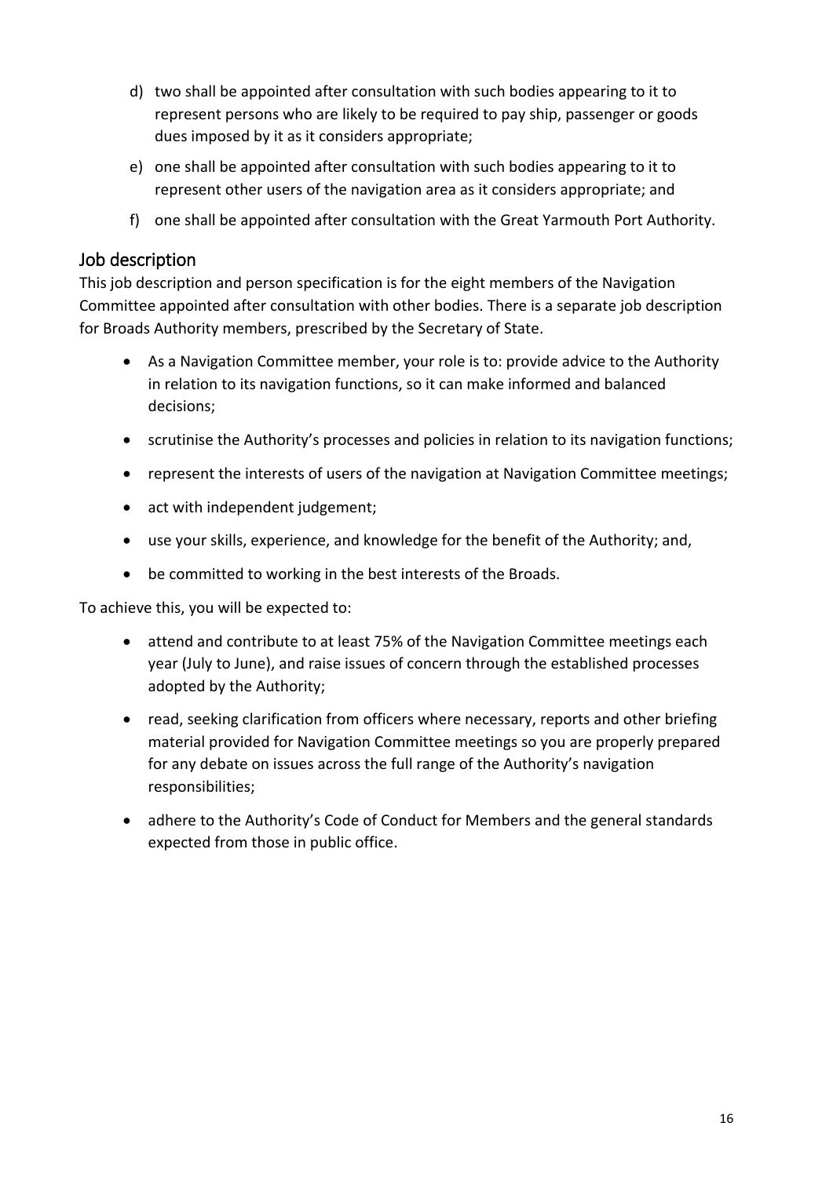d) two shall be appointed after consultation with such bodies appearing to it to represent persons who are likely to be required to pay ship, passenger or goods dues imposed by it as it considers appropriate;

e) one shall be appointed after consultation with such bodies appearing to it to represent other users of the navigation area as it considers appropriate; and

f) one shall be appointed after consultation with the Great Yarmouth Port Authority.

## Job description

This job description and person specification is for the eight members of the Navigation Committee appointed after consultation with other bodies. There is a separate job description for Broads Authority members, prescribed by the Secretary of State.

- As a Navigation Committee member, your role is to: provide advice to the Authority in relation to its navigation functions, so it can make informed and balanced decisions;
- scrutinise the Authority's processes and policies in relation to its navigation functions;
- represent the interests of users of the navigation at Navigation Committee meetings;
- act with independent judgement;
- use your skills, experience, and knowledge for the benefit of the Authority; and,
- be committed to working in the best interests of the Broads.

To achieve this, you will be expected to:

- attend and contribute to at least 75% of the Navigation Committee meetings each year (July to June), and raise issues of concern through the established processes adopted by the Authority;
- read, seeking clarification from officers where necessary, reports and other briefing material provided for Navigation Committee meetings so you are properly prepared for any debate on issues across the full range of the Authority's navigation responsibilities;
- adhere to the Authority's Code of Conduct for Members and the general standards expected from those in public office.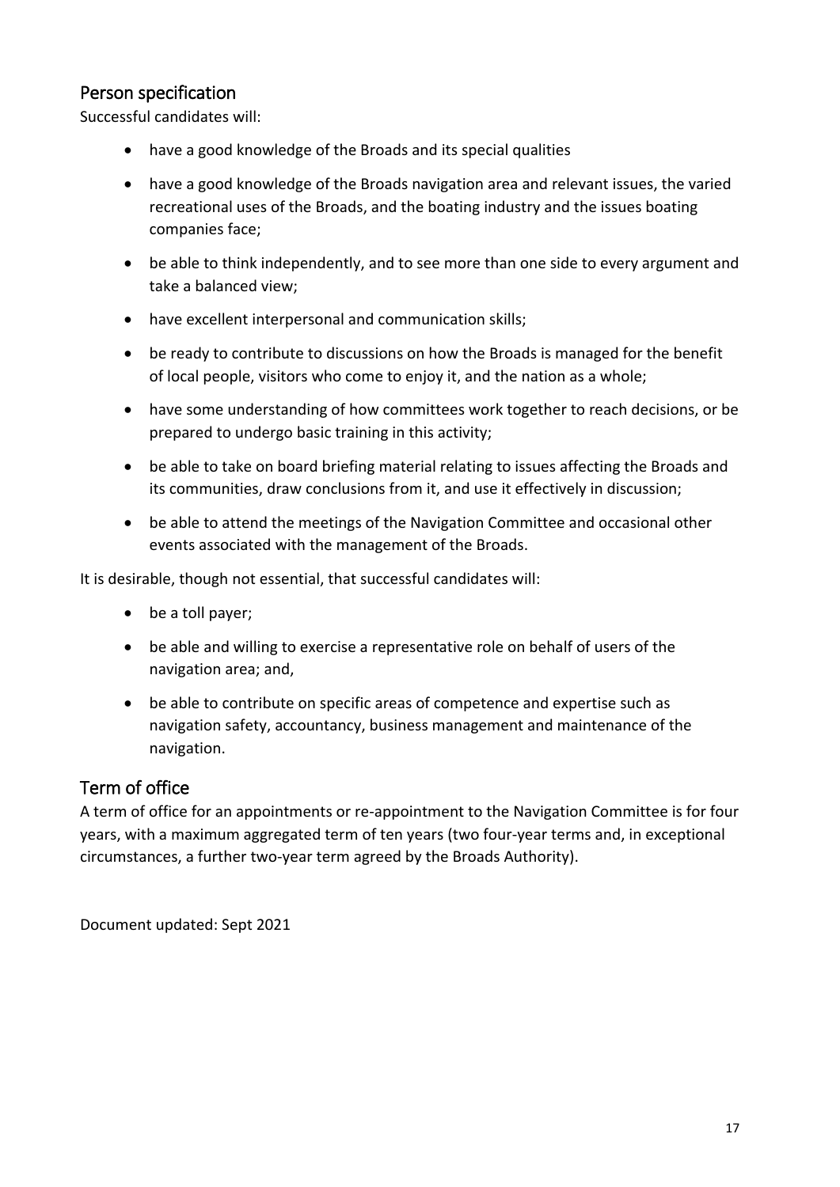## Person specification

Successful candidates will:

- have a good knowledge of the Broads and its special qualities
- have a good knowledge of the Broads navigation area and relevant issues, the varied recreational uses of the Broads, and the boating industry and the issues boating companies face;
- be able to think independently, and to see more than one side to every argument and take a balanced view;
- have excellent interpersonal and communication skills;
- be ready to contribute to discussions on how the Broads is managed for the benefit of local people, visitors who come to enjoy it, and the nation as a whole;
- have some understanding of how committees work together to reach decisions, or be prepared to undergo basic training in this activity;
- be able to take on board briefing material relating to issues affecting the Broads and its communities, draw conclusions from it, and use it effectively in discussion;
- be able to attend the meetings of the Navigation Committee and occasional other events associated with the management of the Broads.

It is desirable, though not essential, that successful candidates will:

- be a toll payer;
- be able and willing to exercise a representative role on behalf of users of the navigation area; and,
- be able to contribute on specific areas of competence and expertise such as navigation safety, accountancy, business management and maintenance of the navigation.

## Term of office

A term of office for an appointments or re-appointment to the Navigation Committee is for four years, with a maximum aggregated term of ten years (two four-year terms and, in exceptional circumstances, a further two-year term agreed by the Broads Authority).

Document updated: Sept 2021